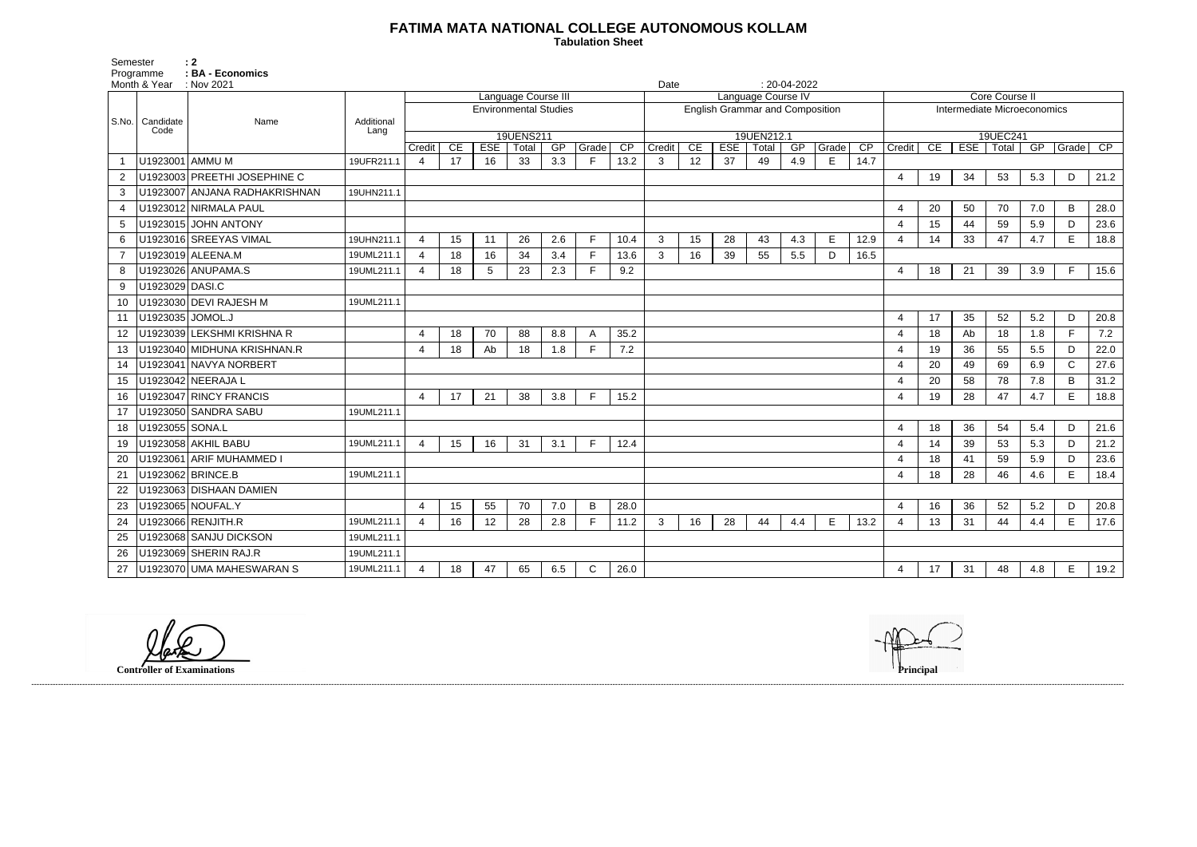# FATIMA MATA NATIONAL COLLEGE AUTONOMOUS KOLLAM

**Tabulation Sheet**

Semester : 2
Programme : BA - Economics
Month & Year : Nov 2021
Date : 20-04-2022

| S.No. | Candidate Code | Name | Additional Lang | Language Course III | | | | | | | Language Course IV | | | | | | | Core Course II | | | | | | |
|---|---|---|---|---|---|---|---|---|---|---|---|---|---|---|---|---|---|---|---|---|---|---|---|---|
| | | | | Environmental Studies | | | | | | | English Grammar and Composition | | | | | | | Intermediate Microeconomics | | | | | | |
| | | | | 19UENS211 | | | | | | | 19UEN212.1 | | | | | | | 19UEC241 | | | | | | |
| | | | | Credit | CE | ESE | Total | GP | Grade | CP | Credit | CE | ESE | Total | GP | Grade | CP | Credit | CE | ESE | Total | GP | Grade | CP |
| 1 | U1923001 | AMMU M | 19UFR211.1 | 4 | 17 | 16 | 33 | 3.3 | F | 13.2 | 3 | 12 | 37 | 49 | 4.9 | E | 14.7 | | | | | | | |
| 2 | U1923003 | PREETHI JOSEPHINE C | | | | | | | | | | | | | | | | 4 | 19 | 34 | 53 | 5.3 | D | 21.2 |
| 3 | U1923007 | ANJANA RADHAKRISHNAN | 19UHN211.1 | | | | | | | | | | | | | | | | | | | | | |
| 4 | U1923012 | NIRMALA PAUL | | | | | | | | | | | | | | | | 4 | 20 | 50 | 70 | 7.0 | B | 28.0 |
| 5 | U1923015 | JOHN ANTONY | | | | | | | | | | | | | | | | 4 | 15 | 44 | 59 | 5.9 | D | 23.6 |
| 6 | U1923016 | SREEYAS VIMAL | 19UHN211.1 | 4 | 15 | 11 | 26 | 2.6 | F | 10.4 | 3 | 15 | 28 | 43 | 4.3 | E | 12.9 | 4 | 14 | 33 | 47 | 4.7 | E | 18.8 |
| 7 | U1923019 | ALEENA.M | 19UML211.1 | 4 | 18 | 16 | 34 | 3.4 | F | 13.6 | 3 | 16 | 39 | 55 | 5.5 | D | 16.5 | | | | | | | |
| 8 | U1923026 | ANUPAMA.S | 19UML211.1 | 4 | 18 | 5 | 23 | 2.3 | F | 9.2 | | | | | | | | 4 | 18 | 21 | 39 | 3.9 | F | 15.6 |
| 9 | U1923029 | DASI.C | | | | | | | | | | | | | | | | | | | | | | |
| 10 | U1923030 | DEVI RAJESH M | 19UML211.1 | | | | | | | | | | | | | | | | | | | | | |
| 11 | U1923035 | JOMOL.J | | | | | | | | | | | | | | | | 4 | 17 | 35 | 52 | 5.2 | D | 20.8 |
| 12 | U1923039 | LEKSHMI KRISHNA R | | 4 | 18 | 70 | 88 | 8.8 | A | 35.2 | | | | | | | | 4 | 18 | Ab | 18 | 1.8 | F | 7.2 |
| 13 | U1923040 | MIDHUNA KRISHNAN.R | | 4 | 18 | Ab | 18 | 1.8 | F | 7.2 | | | | | | | | 4 | 19 | 36 | 55 | 5.5 | D | 22.0 |
| 14 | U1923041 | NAVYA NORBERT | | | | | | | | | | | | | | | | 4 | 20 | 49 | 69 | 6.9 | C | 27.6 |
| 15 | U1923042 | NEERAJA L | | | | | | | | | | | | | | | | 4 | 20 | 58 | 78 | 7.8 | B | 31.2 |
| 16 | U1923047 | RINCY FRANCIS | | 4 | 17 | 21 | 38 | 3.8 | F | 15.2 | | | | | | | | 4 | 19 | 28 | 47 | 4.7 | E | 18.8 |
| 17 | U1923050 | SANDRA SABU | 19UML211.1 | | | | | | | | | | | | | | | | | | | | | |
| 18 | U1923055 | SONA.L | | | | | | | | | | | | | | | | 4 | 18 | 36 | 54 | 5.4 | D | 21.6 |
| 19 | U1923058 | AKHIL BABU | 19UML211.1 | 4 | 15 | 16 | 31 | 3.1 | F | 12.4 | | | | | | | | 4 | 14 | 39 | 53 | 5.3 | D | 21.2 |
| 20 | U1923061 | ARIF MUHAMMED I | | | | | | | | | | | | | | | | 4 | 18 | 41 | 59 | 5.9 | D | 23.6 |
| 21 | U1923062 | BRINCE.B | 19UML211.1 | | | | | | | | | | | | | | | 4 | 18 | 28 | 46 | 4.6 | E | 18.4 |
| 22 | U1923063 | DISHAAN DAMIEN | | | | | | | | | | | | | | | | | | | | | | |
| 23 | U1923065 | NOUFAL.Y | | 4 | 15 | 55 | 70 | 7.0 | B | 28.0 | | | | | | | | 4 | 16 | 36 | 52 | 5.2 | D | 20.8 |
| 24 | U1923066 | RENJITH.R | 19UML211.1 | 4 | 16 | 12 | 28 | 2.8 | F | 11.2 | 3 | 16 | 28 | 44 | 4.4 | E | 13.2 | 4 | 13 | 31 | 44 | 4.4 | E | 17.6 |
| 25 | U1923068 | SANJU DICKSON | 19UML211.1 | | | | | | | | | | | | | | | | | | | | | |
| 26 | U1923069 | SHERIN RAJ.R | 19UML211.1 | | | | | | | | | | | | | | | | | | | | | |
| 27 | U1923070 | UMA MAHESWARAN S | 19UML211.1 | 4 | 18 | 47 | 65 | 6.5 | C | 26.0 | | | | | | | | 4 | 17 | 31 | 48 | 4.8 | E | 19.2 |

**Controller of Examinations**

**Principal**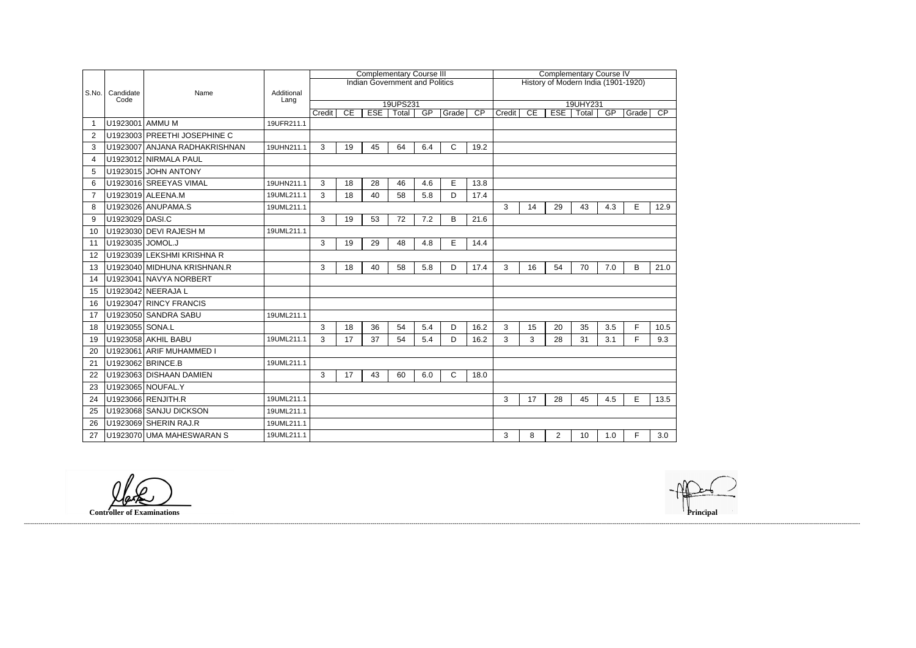| S.No. | Candidate Code | Name | Additional Lang | Complementary Course III Indian Government and Politics 19UPS231 | | | | | | | Complementary Course IV History of Modern India (1901-1920) 19UHY231 | | | | | | |
|---|---|---|---|---|---|---|---|---|---|---|---|---|---|---|---|---|---|
| | | | | Credit | CE | ESE | Total | GP | Grade | CP | Credit | CE | ESE | Total | GP | Grade | CP |
| 1 | U1923001 | AMMU M | 19UFR211.1 | | | | | | | | | | | | | | |
| 2 | U1923003 | PREETHI JOSEPHINE C | | | | | | | | | | | | | | | |
| 3 | U1923007 | ANJANA RADHAKRISHNAN | 19UHN211.1 | 3 | 19 | 45 | 64 | 6.4 | C | 19.2 | | | | | | | |
| 4 | U1923012 | NIRMALA PAUL | | | | | | | | | | | | | | | |
| 5 | U1923015 | JOHN ANTONY | | | | | | | | | | | | | | | |
| 6 | U1923016 | SREEYAS VIMAL | 19UHN211.1 | 3 | 18 | 28 | 46 | 4.6 | E | 13.8 | | | | | | | |
| 7 | U1923019 | ALEENA.M | 19UML211.1 | 3 | 18 | 40 | 58 | 5.8 | D | 17.4 | | | | | | | |
| 8 | U1923026 | ANUPAMA.S | 19UML211.1 | | | | | | | | 3 | 14 | 29 | 43 | 4.3 | E | 12.9 |
| 9 | U1923029 | DASI.C | | 3 | 19 | 53 | 72 | 7.2 | B | 21.6 | | | | | | | |
| 10 | U1923030 | DEVI RAJESH M | 19UML211.1 | | | | | | | | | | | | | | |
| 11 | U1923035 | JOMOL.J | | 3 | 19 | 29 | 48 | 4.8 | E | 14.4 | | | | | | | |
| 12 | U1923039 | LEKSHMI KRISHNA R | | | | | | | | | | | | | | | |
| 13 | U1923040 | MIDHUNA KRISHNAN.R | | 3 | 18 | 40 | 58 | 5.8 | D | 17.4 | 3 | 16 | 54 | 70 | 7.0 | B | 21.0 |
| 14 | U1923041 | NAVYA NORBERT | | | | | | | | | | | | | | | |
| 15 | U1923042 | NEERAJA L | | | | | | | | | | | | | | | |
| 16 | U1923047 | RINCY FRANCIS | | | | | | | | | | | | | | | |
| 17 | U1923050 | SANDRA SABU | 19UML211.1 | | | | | | | | | | | | | | |
| 18 | U1923055 | SONA.L | | 3 | 18 | 36 | 54 | 5.4 | D | 16.2 | 3 | 15 | 20 | 35 | 3.5 | F | 10.5 |
| 19 | U1923058 | AKHIL BABU | 19UML211.1 | 3 | 17 | 37 | 54 | 5.4 | D | 16.2 | 3 | 3 | 28 | 31 | 3.1 | F | 9.3 |
| 20 | U1923061 | ARIF MUHAMMED I | | | | | | | | | | | | | | | |
| 21 | U1923062 | BRINCE.B | 19UML211.1 | | | | | | | | | | | | | | |
| 22 | U1923063 | DISHAAN DAMIEN | | 3 | 17 | 43 | 60 | 6.0 | C | 18.0 | | | | | | | |
| 23 | U1923065 | NOUFAL.Y | | | | | | | | | | | | | | | |
| 24 | U1923066 | RENJITH.R | 19UML211.1 | | | | | | | | 3 | 17 | 28 | 45 | 4.5 | E | 13.5 |
| 25 | U1923068 | SANJU DICKSON | 19UML211.1 | | | | | | | | | | | | | | |
| 26 | U1923069 | SHERIN RAJ.R | 19UML211.1 | | | | | | | | | | | | | | |
| 27 | U1923070 | UMA MAHESWARAN S | 19UML211.1 | | | | | | | | 3 | 8 | 2 | 10 | 1.0 | F | 3.0 |

**Controller of Examinations**

**Principal**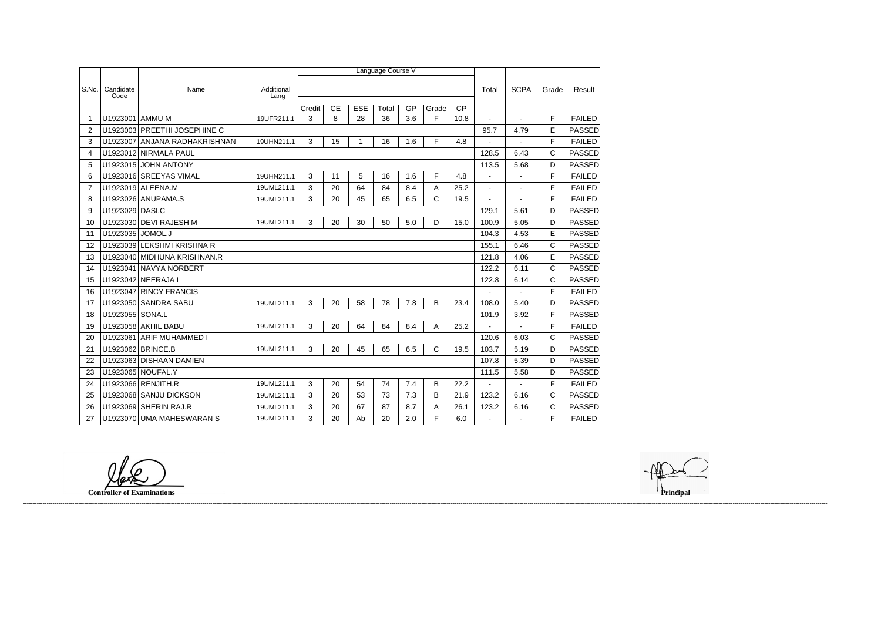| S.No. | Candidate Code | Name | Additional Lang | Language Course V | | | | | | | Total | SCPA | Grade | Result |
|---|---|---|---|---|---|---|---|---|---|---|---|---|---|---|
| | | | | Credit | CE | ESE | Total | GP | Grade | CP | | | | |
| 1 | U1923001 | AMMU M | 19UFR211.1 | 3 | 8 | 28 | 36 | 3.6 | F | 10.8 | - | - | F | FAILED |
| 2 | U1923003 | PREETHI JOSEPHINE C | | | | | | | | | 95.7 | 4.79 | E | PASSED |
| 3 | U1923007 | ANJANA RADHAKRISHNAN | 19UHN211.1 | 3 | 15 | 1 | 16 | 1.6 | F | 4.8 | - | - | F | FAILED |
| 4 | U1923012 | NIRMALA PAUL | | | | | | | | | 128.5 | 6.43 | C | PASSED |
| 5 | U1923015 | JOHN ANTONY | | | | | | | | | 113.5 | 5.68 | D | PASSED |
| 6 | U1923016 | SREEYAS VIMAL | 19UHN211.1 | 3 | 11 | 5 | 16 | 1.6 | F | 4.8 | - | - | F | FAILED |
| 7 | U1923019 | ALEENA.M | 19UML211.1 | 3 | 20 | 64 | 84 | 8.4 | A | 25.2 | - | - | F | FAILED |
| 8 | U1923026 | ANUPAMA.S | 19UML211.1 | 3 | 20 | 45 | 65 | 6.5 | C | 19.5 | - | - | F | FAILED |
| 9 | U1923029 | DASI.C | | | | | | | | | 129.1 | 5.61 | D | PASSED |
| 10 | U1923030 | DEVI RAJESH M | 19UML211.1 | 3 | 20 | 30 | 50 | 5.0 | D | 15.0 | 100.9 | 5.05 | D | PASSED |
| 11 | U1923035 | JOMOL.J | | | | | | | | | 104.3 | 4.53 | E | PASSED |
| 12 | U1923039 | LEKSHMI KRISHNA R | | | | | | | | | 155.1 | 6.46 | C | PASSED |
| 13 | U1923040 | MIDHUNA KRISHNAN.R | | | | | | | | | 121.8 | 4.06 | E | PASSED |
| 14 | U1923041 | NAVYA NORBERT | | | | | | | | | 122.2 | 6.11 | C | PASSED |
| 15 | U1923042 | NEERAJA L | | | | | | | | | 122.8 | 6.14 | C | PASSED |
| 16 | U1923047 | RINCY FRANCIS | | | | | | | | | - | - | F | FAILED |
| 17 | U1923050 | SANDRA SABU | 19UML211.1 | 3 | 20 | 58 | 78 | 7.8 | B | 23.4 | 108.0 | 5.40 | D | PASSED |
| 18 | U1923055 | SONA.L | | | | | | | | | 101.9 | 3.92 | F | PASSED |
| 19 | U1923058 | AKHIL BABU | 19UML211.1 | 3 | 20 | 64 | 84 | 8.4 | A | 25.2 | - | - | F | FAILED |
| 20 | U1923061 | ARIF MUHAMMED I | | | | | | | | | 120.6 | 6.03 | C | PASSED |
| 21 | U1923062 | BRINCE.B | 19UML211.1 | 3 | 20 | 45 | 65 | 6.5 | C | 19.5 | 103.7 | 5.19 | D | PASSED |
| 22 | U1923063 | DISHAAN DAMIEN | | | | | | | | | 107.8 | 5.39 | D | PASSED |
| 23 | U1923065 | NOUFAL.Y | | | | | | | | | 111.5 | 5.58 | D | PASSED |
| 24 | U1923066 | RENJITH.R | 19UML211.1 | 3 | 20 | 54 | 74 | 7.4 | B | 22.2 | - | - | F | FAILED |
| 25 | U1923068 | SANJU DICKSON | 19UML211.1 | 3 | 20 | 53 | 73 | 7.3 | B | 21.9 | 123.2 | 6.16 | C | PASSED |
| 26 | U1923069 | SHERIN RAJ.R | 19UML211.1 | 3 | 20 | 67 | 87 | 8.7 | A | 26.1 | 123.2 | 6.16 | C | PASSED |
| 27 | U1923070 | UMA MAHESWARAN S | 19UML211.1 | 3 | 20 | Ab | 20 | 2.0 | F | 6.0 | - | - | F | FAILED |

**Controller of Examinations**

**Principal**